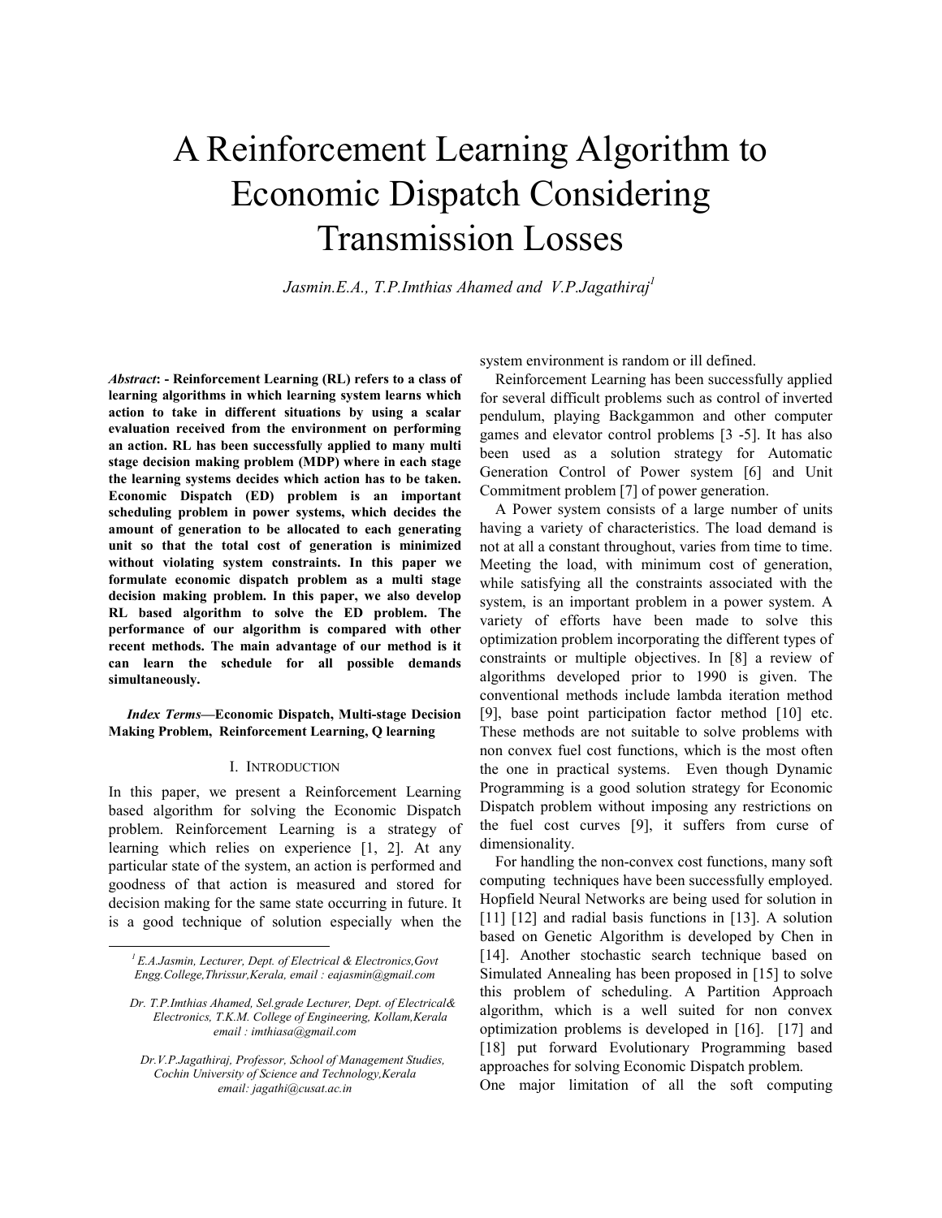# A Reinforcement Learning Algorithm to Economic Dispatch Considering Transmission Losses

*Jasmin.E.A., T.P.Imthias Ahamed and V.P.Jagathiraj[1]*

***Abstract*: - Reinforcement Learning (RL) refers to a class of learning algorithms in which learning system learns which action to take in different situations by using a scalar evaluation received from the environment on performing an action. RL has been successfully applied to many multi stage decision making problem (MDP) where in each stage the learning systems decides which action has to be taken. Economic Dispatch (ED) problem is an important scheduling problem in power systems, which decides the amount of generation to be allocated to each generating unit so that the total cost of generation is minimized without violating system constraints. In this paper we formulate economic dispatch problem as a multi stage decision making problem. In this paper, we also develop RL based algorithm to solve the ED problem. The performance of our algorithm is compared with other recent methods. The main advantage of our method is it can learn the schedule for all possible demands simultaneously.**

***Index Terms*—Economic Dispatch, Multi-stage Decision Making Problem, Reinforcement Learning, Q learning**

## I. Introduction

In this paper, we present a Reinforcement Learning based algorithm for solving the Economic Dispatch problem. Reinforcement Learning is a strategy of learning which relies on experience [1, 2]. At any particular state of the system, an action is performed and goodness of that action is measured and stored for decision making for the same state occurring in future. It is a good technique of solution especially when the system environment is random or ill defined.

Reinforcement Learning has been successfully applied for several difficult problems such as control of inverted pendulum, playing Backgammon and other computer games and elevator control problems [3 -5]. It has also been used as a solution strategy for Automatic Generation Control of Power system [6] and Unit Commitment problem [7] of power generation.

A Power system consists of a large number of units having a variety of characteristics. The load demand is not at all a constant throughout, varies from time to time. Meeting the load, with minimum cost of generation, while satisfying all the constraints associated with the system, is an important problem in a power system. A variety of efforts have been made to solve this optimization problem incorporating the different types of constraints or multiple objectives. In [8] a review of algorithms developed prior to 1990 is given. The conventional methods include lambda iteration method [9], base point participation factor method [10] etc. These methods are not suitable to solve problems with non convex fuel cost functions, which is the most often the one in practical systems. Even though Dynamic Programming is a good solution strategy for Economic Dispatch problem without imposing any restrictions on the fuel cost curves [9], it suffers from curse of dimensionality.

For handling the non-convex cost functions, many soft computing techniques have been successfully employed. Hopfield Neural Networks are being used for solution in [11] [12] and radial basis functions in [13]. A solution based on Genetic Algorithm is developed by Chen in [14]. Another stochastic search technique based on Simulated Annealing has been proposed in [15] to solve this problem of scheduling. A Partition Approach algorithm, which is a well suited for non convex optimization problems is developed in [16]. [17] and [18] put forward Evolutionary Programming based approaches for solving Economic Dispatch problem.

One major limitation of all the soft computing

---

*[1] E.A.Jasmin, Lecturer, Dept. of Electrical & Electronics,Govt Engg.College,Thrissur,Kerala, email : eajasmin@gmail.com*

*Dr. T.P.Imthias Ahamed, Sel.grade Lecturer, Dept. of Electrical& Electronics, T.K.M. College of Engineering, Kollam,Kerala email : imthiasa@gmail.com*

*Dr.V.P.Jagathiraj, Professor, School of Management Studies, Cochin University of Science and Technology,Kerala email: jagathi@cusat.ac.in*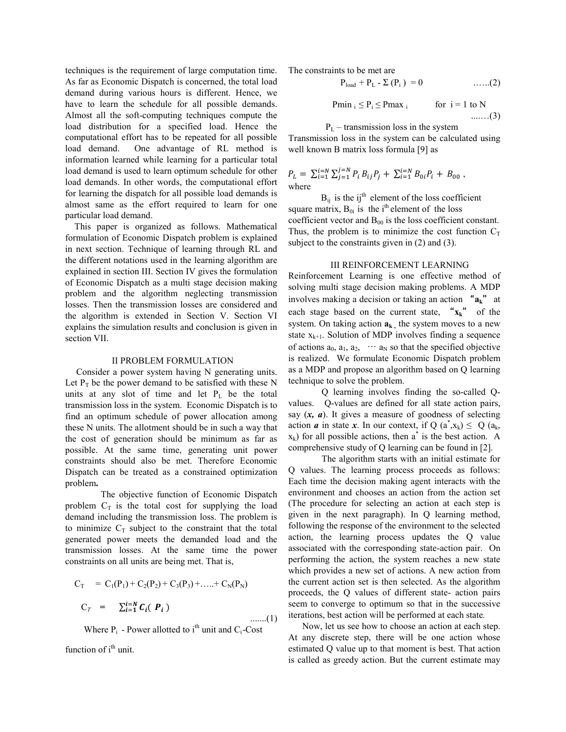techniques is the requirement of large computation time. As far as Economic Dispatch is concerned, the total load demand during various hours is different. Hence, we have to learn the schedule for all possible demands. Almost all the soft-computing techniques compute the load distribution for a specified load. Hence the computational effort has to be repeated for all possible load demand. One advantage of RL method is information learned while learning for a particular total load demand is used to learn optimum schedule for other load demands. In other words, the computational effort for learning the dispatch for all possible load demands is almost same as the effort required to learn for one particular load demand.

This paper is organized as follows. Mathematical formulation of Economic Dispatch problem is explained in next section. Technique of learning through RL and the different notations used in the learning algorithm are explained in section III. Section IV gives the formulation of Economic Dispatch as a multi stage decision making problem and the algorithm neglecting transmission losses. Then the transmission losses are considered and the algorithm is extended in Section V. Section VI explains the simulation results and conclusion is given in section VII.

## II PROBLEM FORMULATION

Consider a power system having N generating units. Let $P_T$ be the power demand to be satisfied with these N units at any slot of time and let $P_L$ be the total transmission loss in the system. Economic Dispatch is to find an optimum schedule of power allocation among these N units. The allotment should be in such a way that the cost of generation should be minimum as far as possible. At the same time, generating unit power constraints should also be met. Therefore Economic Dispatch can be treated as a constrained optimization problem**.**

The objective function of Economic Dispatch problem $C_T$ is the total cost for supplying the load demand including the transmission loss. The problem is to minimize $C_T$ subject to the constraint that the total generated power meets the demanded load and the transmission losses. At the same time the power constraints on all units are being met. That is,

$$C_T = C_1(P_1) + C_2(P_2) + C_3(P_3) + \ldots + C_N(P_N)$$

$$C_T = \sum_{i=1}^{i=N} \boldsymbol{C_i}(\boldsymbol{P_i}) \qquad \ldots\ldots(1)$$

Where $P_i$ - Power allotted to $i^{th}$ unit and $C_i$-Cost function of $i^{th}$ unit.

The constraints to be met are

$$P_{load} + P_L - \Sigma (P_i) = 0 \qquad \ldots\ldots(2)$$

$$P\min_i \leq P_i \leq P\max_i \qquad \text{for } i = 1 \text{ to } N \qquad \ldots\ldots(3)$$

$P_L$ – transmission loss in the system

Transmission loss in the system can be calculated using well known B matrix loss formula [9] as

$$P_L = \sum_{i=1}^{i=N} \sum_{j=1}^{j=N} P_i B_{ij} P_j + \sum_{i=1}^{i=N} B_{0i} P_i + B_{00},$$

where

$B_{ij}$ is the ij$^{th}$ element of the loss coefficient square matrix, $B_{0i}$ is the i$^{th}$ element of the loss coefficient vector and $B_{00}$ is the loss coefficient constant. Thus, the problem is to minimize the cost function $C_T$ subject to the constraints given in (2) and (3).

## III REINFORCEMENT LEARNING

Reinforcement Learning is one effective method of solving multi stage decision making problems. A MDP involves making a decision or taking an action "$\mathbf{a_k}$" at each stage based on the current state, "$\mathbf{x_k}$" of the system. On taking action $\mathbf{a_k}$, the system moves to a new state $x_{k+1}$. Solution of MDP involves finding a sequence of actions $a_0, a_1, a_2, \cdots a_N$ so that the specified objective is realized. We formulate Economic Dispatch problem as a MDP and propose an algorithm based on Q learning technique to solve the problem.

Q learning involves finding the so-called Q-values. Q-values are defined for all state action pairs, say (***x, a***). It gives a measure of goodness of selecting action ***a*** in state ***x***. In our context, if $Q(a^*, x_k) \leq Q(a_k, x_k)$ for all possible actions, then $a^*$ is the best action. A comprehensive study of Q learning can be found in [2].

The algorithm starts with an initial estimate for Q values. The learning process proceeds as follows: Each time the decision making agent interacts with the environment and chooses an action from the action set (The procedure for selecting an action at each step is given in the next paragraph). In Q learning method, following the response of the environment to the selected action, the learning process updates the Q value associated with the corresponding state-action pair. On performing the action, the system reaches a new state which provides a new set of actions. A new action from the current action set is then selected. As the algorithm proceeds, the Q values of different state- action pairs seem to converge to optimum so that in the successive iterations, best action will be performed at each state.

Now, let us see how to choose an action at each step. At any discrete step, there will be one action whose estimated Q value up to that moment is best. That action is called as greedy action. But the current estimate may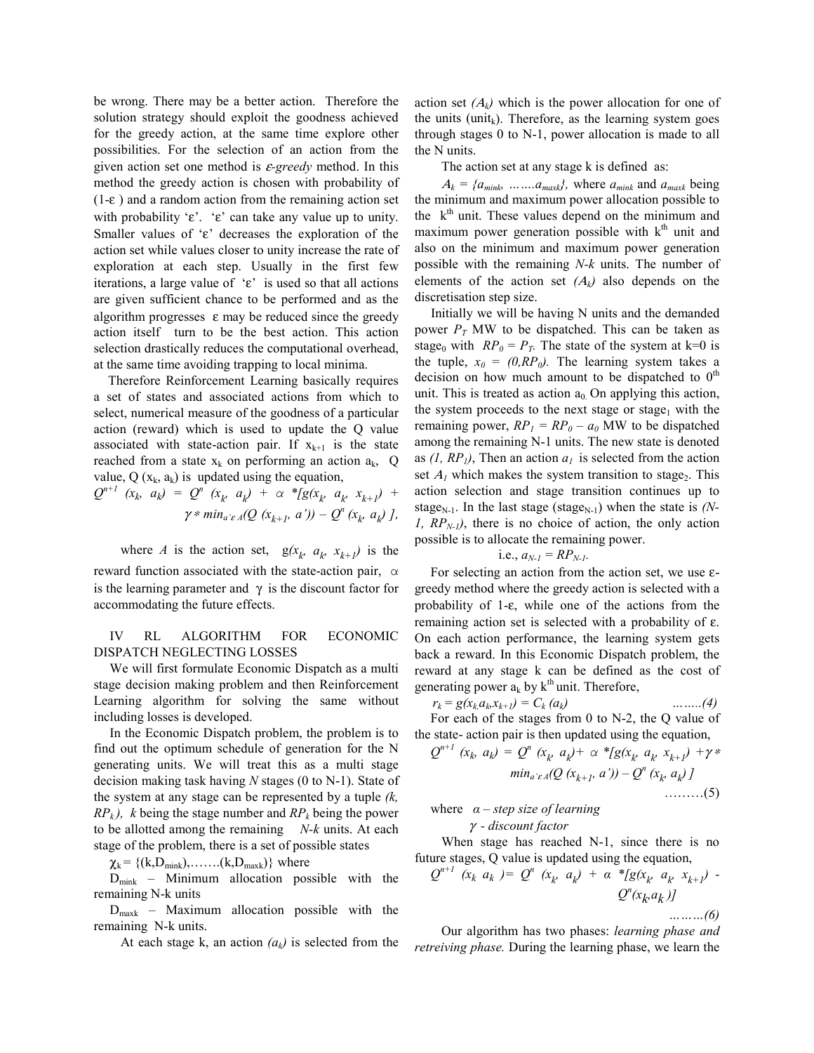be wrong. There may be a better action. Therefore the solution strategy should exploit the goodness achieved for the greedy action, at the same time explore other possibilities. For the selection of an action from the given action set one method is *ε-greedy* method. In this method the greedy action is chosen with probability of (1-ε ) and a random action from the remaining action set with probability 'ε'. 'ε' can take any value up to unity. Smaller values of 'ε' decreases the exploration of the action set while values closer to unity increase the rate of exploration at each step. Usually in the first few iterations, a large value of 'ε' is used so that all actions are given sufficient chance to be performed and as the algorithm progresses ε may be reduced since the greedy action itself turn to be the best action. This action selection drastically reduces the computational overhead, at the same time avoiding trapping to local minima.

Therefore Reinforcement Learning basically requires a set of states and associated actions from which to select, numerical measure of the goodness of a particular action (reward) which is used to update the Q value associated with state-action pair. If $x_{k+1}$ is the state reached from a state $x_k$ on performing an action $a_k$, Q value, Q ($x_k$, $a_k$) is updated using the equation,

$$Q^{n+1}(x_k, a_k) = Q^n(x_k, a_k) + \alpha * [g(x_k, a_k, x_{k+1}) + \gamma * \min_{a' \varepsilon A}(Q(x_{k+1}, a')) - Q^n(x_k, a_k)],$$

where $A$ is the action set, $g(x_k, a_k, x_{k+1})$ is the reward function associated with the state-action pair, $\alpha$ is the learning parameter and $\gamma$ is the discount factor for accommodating the future effects.

## IV RL ALGORITHM FOR ECONOMIC DISPATCH NEGLECTING LOSSES

We will first formulate Economic Dispatch as a multi stage decision making problem and then Reinforcement Learning algorithm for solving the same without including losses is developed.

In the Economic Dispatch problem, the problem is to find out the optimum schedule of generation for the N generating units. We will treat this as a multi stage decision making task having *N* stages (0 to N-1). State of the system at any stage can be represented by a tuple $(k, RP_k)$, $k$ being the stage number and $RP_k$ being the power to be allotted among the remaining *N-k* units. At each stage of the problem, there is a set of possible states

$\chi_k = \{(k, D_{mink}), \ldots\ldots.(k, D_{maxk})\}$ where

$D_{mink}$ – Minimum allocation possible with the remaining N-k units

$D_{maxk}$ – Maximum allocation possible with the remaining N-k units.

At each stage k, an action $(a_k)$ is selected from the action set $(A_k)$ which is the power allocation for one of the units ($unit_k$). Therefore, as the learning system goes through stages 0 to N-1, power allocation is made to all the N units.

The action set at any stage k is defined as:

$A_k = \{a_{mink}, \ldots\ldots.a_{maxk}\}$, where $a_{mink}$ and $a_{maxk}$ being the minimum and maximum power allocation possible to the k[th] unit. These values depend on the minimum and maximum power generation possible with k[th] unit and also on the minimum and maximum power generation possible with the remaining *N-k* units. The number of elements of the action set $(A_k)$ also depends on the discretisation step size.

Initially we will be having N units and the demanded power $P_T$ MW to be dispatched. This can be taken as $stage_0$ with $RP_0 = P_T$. The state of the system at k=0 is the tuple, $x_0 = (0, RP_0)$. The learning system takes a decision on how much amount to be dispatched to 0[th] unit. This is treated as action $a_0$. On applying this action, the system proceeds to the next stage or $stage_1$ with the remaining power, $RP_1 = RP_0 - a_0$ MW to be dispatched among the remaining N-1 units. The new state is denoted as $(1, RP_1)$, Then an action $a_1$ is selected from the action set $A_1$ which makes the system transition to $stage_2$. This action selection and stage transition continues up to $stage_{N-1}$. In the last stage ($stage_{N-1}$) when the state is $(N-1, RP_{N-1})$, there is no choice of action, the only action possible is to allocate the remaining power.

i.e., $a_{N-1} = RP_{N-1}$.

For selecting an action from the action set, we use ε-greedy method where the greedy action is selected with a probability of 1-ε, while one of the actions from the remaining action set is selected with a probability of ε. On each action performance, the learning system gets back a reward. In this Economic Dispatch problem, the reward at any stage k can be defined as the cost of generating power $a_k$ by k[th] unit. Therefore,

$$r_k = g(x_k, a_k, x_{k+1}) = C_k(a_k) \qquad \ldots\ldots(4)$$

For each of the stages from 0 to N-2, the Q value of the state- action pair is then updated using the equation,

$$Q^{n+1}(x_k, a_k) = Q^n(x_k, a_k) + \alpha * [g(x_k, a_k, x_{k+1}) + \gamma * \min_{a' \varepsilon A}(Q(x_{k+1}, a')) - Q^n(x_k, a_k)] \qquad \ldots\ldots\ldots(5)$$

where *α – step size of learning*

*γ - discount factor*

When stage has reached N-1, since there is no future stages, Q value is updated using the equation,

$$Q^{n+1}(x_k, a_k) = Q^n(x_k, a_k) + \alpha * [g(x_k, a_k, x_{k+1}) - Q^n(x_k, a_k)] \qquad \ldots\ldots\ldots(6)$$

Our algorithm has two phases: *learning phase and retreiving phase.* During the learning phase, we learn the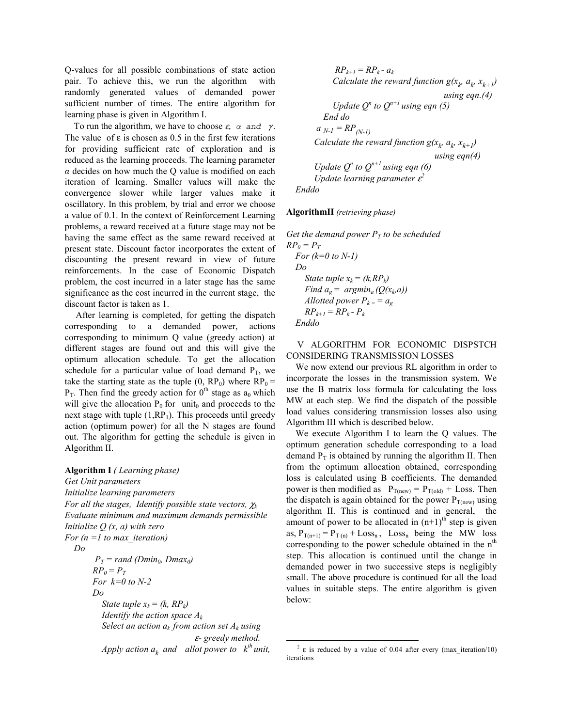Q-values for all possible combinations of state action pair. To achieve this, we run the algorithm with randomly generated values of demanded power sufficient number of times. The entire algorithm for learning phase is given in Algorithm I.

To run the algorithm, we have to choose $\varepsilon$, $\alpha$ and $\gamma$. The value of $\varepsilon$ is chosen as 0.5 in the first few iterations for providing sufficient rate of exploration and is reduced as the learning proceeds. The learning parameter $\alpha$ decides on how much the Q value is modified on each iteration of learning. Smaller values will make the convergence slower while larger values make it oscillatory. In this problem, by trial and error we choose a value of 0.1. In the context of Reinforcement Learning problems, a reward received at a future stage may not be having the same effect as the same reward received at present state. Discount factor incorporates the extent of discounting the present reward in view of future reinforcements. In the case of Economic Dispatch problem, the cost incurred in a later stage has the same significance as the cost incurred in the current stage, the discount factor is taken as 1.

After learning is completed, for getting the dispatch corresponding to a demanded power, actions corresponding to minimum Q value (greedy action) at different stages are found out and this will give the optimum allocation schedule. To get the allocation schedule for a particular value of load demand $P_T$, we take the starting state as the tuple $(0, RP_0)$ where $RP_0 = P_T$. Then find the greedy action for $0^{th}$ stage as $a_0$ which will give the allocation $P_0$ for unit$_0$ and proceeds to the next stage with tuple $(1,RP_1)$. This proceeds until greedy action (optimum power) for all the N stages are found out. The algorithm for getting the schedule is given in Algorithm II.

**Algorithm I** *( Learning phase)*

*Get Unit parameters*
*Initialize learning parameters*
*For all the stages, Identify possible state vectors,* $\chi_k$
*Evaluate minimum and maximum demands permissible*
*Initialize Q (x, a) with zero*
*For (n =1 to max_iteration)*
&nbsp;&nbsp;*Do*
&nbsp;&nbsp;&nbsp;&nbsp;$P_T = rand(Dmin_0, Dmax_0)$
&nbsp;&nbsp;&nbsp;&nbsp;$RP_0 = P_T$
&nbsp;&nbsp;&nbsp;&nbsp;*For k=0 to N-2*
&nbsp;&nbsp;&nbsp;&nbsp;*Do*
&nbsp;&nbsp;&nbsp;&nbsp;&nbsp;&nbsp;*State tuple* $x_k = (k, RP_k)$
&nbsp;&nbsp;&nbsp;&nbsp;&nbsp;&nbsp;*Identify the action space* $A_k$
&nbsp;&nbsp;&nbsp;&nbsp;&nbsp;&nbsp;*Select an action* $a_k$ *from action set* $A_k$ *using* $\varepsilon$*- greedy method.*
&nbsp;&nbsp;&nbsp;&nbsp;&nbsp;&nbsp;*Apply action* $a_k$ *and allot power to* $k^{th}$ *unit,*
&nbsp;&nbsp;&nbsp;&nbsp;&nbsp;&nbsp;$RP_{k+1} = RP_k - a_k$
&nbsp;&nbsp;&nbsp;&nbsp;&nbsp;&nbsp;*Calculate the reward function* $g(x_k, a_k, x_{k+1})$ *using eqn.(4)*
&nbsp;&nbsp;&nbsp;&nbsp;&nbsp;&nbsp;*Update* $Q^n$ *to* $Q^{n+1}$ *using eqn (5)*
&nbsp;&nbsp;&nbsp;&nbsp;*End do*
&nbsp;&nbsp;&nbsp;&nbsp;$a_{N-1} = RP_{(N-1)}$
&nbsp;&nbsp;&nbsp;&nbsp;*Calculate the reward function* $g(x_k, a_k, x_{k+1})$ *using eqn(4)*
&nbsp;&nbsp;&nbsp;&nbsp;*Update* $Q^n$ *to* $Q^{n+1}$ *using eqn (6)*
&nbsp;&nbsp;&nbsp;&nbsp;*Update learning parameter* $\varepsilon$[2]
*Enddo*

**AlgorithmII** *(retrieving phase)*

*Get the demand power* $P_T$ *to be scheduled*
$RP_0 = P_T$
&nbsp;&nbsp;*For (k=0 to N-1)*
&nbsp;&nbsp;*Do*
&nbsp;&nbsp;&nbsp;&nbsp;*State tuple* $x_k = (k,RP_k)$
&nbsp;&nbsp;&nbsp;&nbsp;*Find* $a_g = \text{argmin}_a (Q(x_k,a))$
&nbsp;&nbsp;&nbsp;&nbsp;*Allotted power* $P_k = a_g$
&nbsp;&nbsp;&nbsp;&nbsp;$RP_{k+1} = RP_k - P_k$
&nbsp;&nbsp;*Enddo*

## V ALGORITHM FOR ECONOMIC DISPSTCH CONSIDERING TRANSMISSION LOSSES

We now extend our previous RL algorithm in order to incorporate the losses in the transmission system. We use the B matrix loss formula for calculating the loss MW at each step. We find the dispatch of the possible load values considering transmission losses also using Algorithm III which is described below.

We execute Algorithm I to learn the Q values. The optimum generation schedule corresponding to a load demand $P_T$ is obtained by running the algorithm II. Then from the optimum allocation obtained, corresponding loss is calculated using B coefficients. The demanded power is then modified as $P_{T(new)} = P_{T(old)} + \text{Loss}$. Then the dispatch is again obtained for the power $P_{T(new)}$ using algorithm II. This is continued and in general, the amount of power to be allocated in $(n+1)^{th}$ step is given as, $P_{T(n+1)} = P_{T(n)} + \text{Loss}_n$, $\text{Loss}_n$ being the MW loss corresponding to the power schedule obtained in the $n^{th}$ step. This allocation is continued until the change in demanded power in two successive steps is negligibly small. The above procedure is continued for all the load values in suitable steps. The entire algorithm is given below:

[2] $\varepsilon$ is reduced by a value of 0.04 after every (max_iteration/10) iterations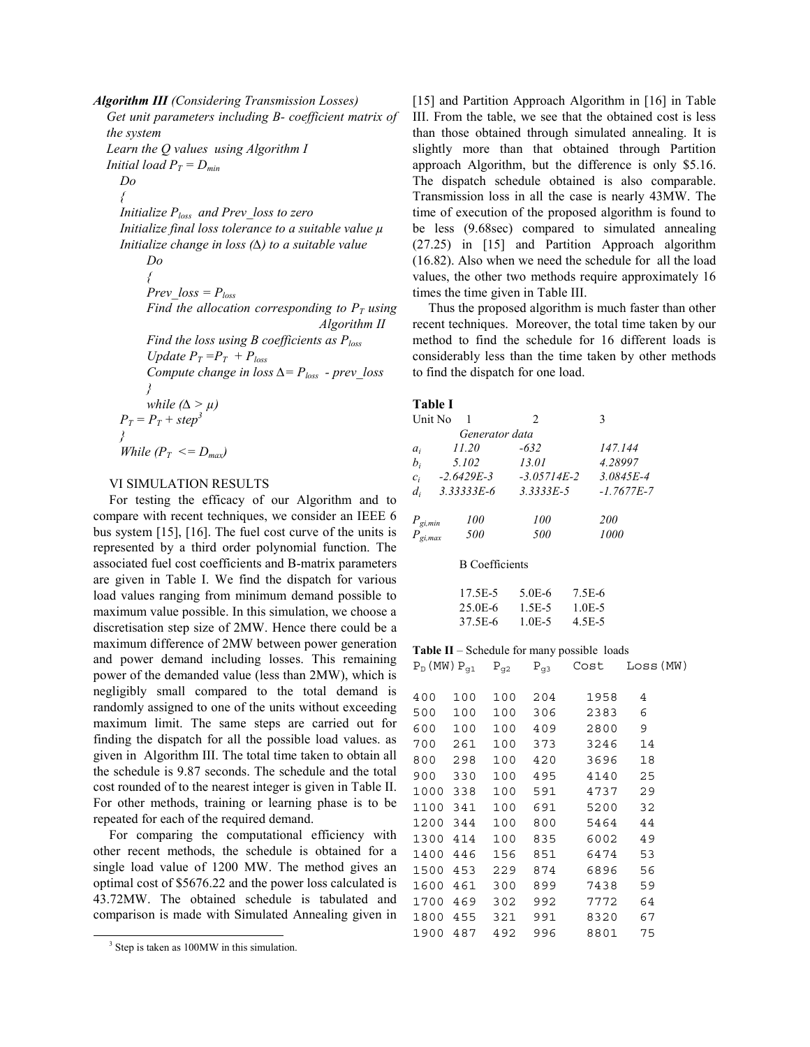***Algorithm III*** *(Considering Transmission Losses)*

*Get unit parameters including B- coefficient matrix of the system*
*Learn the Q values using Algorithm I*
*Initial load* $P_T = D_{min}$
*Do*
*{*
*Initialize* $P_{loss}$ *and Prev_loss to zero*
*Initialize final loss tolerance to a suitable value* $\mu$
*Initialize change in loss* ($\Delta$) *to a suitable value*
*Do*
*{*
*Prev_loss* = $P_{loss}$
*Find the allocation corresponding to* $P_T$ *using Algorithm II*
*Find the loss using B coefficients as* $P_{loss}$
*Update* $P_T = P_T + P_{loss}$
*Compute change in loss* $\Delta = P_{loss}$ *- prev_loss*
*}*
*while* ($\Delta > \mu$)
$P_T = P_T + step^3$
*}*
*While* ($P_T <= D_{max}$)

## VI SIMULATION RESULTS

For testing the efficacy of our Algorithm and to compare with recent techniques, we consider an IEEE 6 bus system [15], [16]. The fuel cost curve of the units is represented by a third order polynomial function. The associated fuel cost coefficients and B-matrix parameters are given in Table I. We find the dispatch for various load values ranging from minimum demand possible to maximum value possible. In this simulation, we choose a discretisation step size of 2MW. Hence there could be a maximum difference of 2MW between power generation and power demand including losses. This remaining power of the demanded value (less than 2MW), which is negligibly small compared to the total demand is randomly assigned to one of the units without exceeding maximum limit. The same steps are carried out for finding the dispatch for all the possible load values. as given in Algorithm III. The total time taken to obtain all the schedule is 9.87 seconds. The schedule and the total cost rounded of to the nearest integer is given in Table II. For other methods, training or learning phase is to be repeated for each of the required demand.

For comparing the computational efficiency with other recent methods, the schedule is obtained for a single load value of 1200 MW. The method gives an optimal cost of $5676.22 and the power loss calculated is 43.72MW. The obtained schedule is tabulated and comparison is made with Simulated Annealing given in [15] and Partition Approach Algorithm in [16] in Table III. From the table, we see that the obtained cost is less than those obtained through simulated annealing. It is slightly more than that obtained through Partition approach Algorithm, but the difference is only $5.16. The dispatch schedule obtained is also comparable. Transmission loss in all the case is nearly 43MW. The time of execution of the proposed algorithm is found to be less (9.68sec) compared to simulated annealing (27.25) in [15] and Partition Approach algorithm (16.82). Also when we need the schedule for all the load values, the other two methods require approximately 16 times the time given in Table III.

Thus the proposed algorithm is much faster than other recent techniques. Moreover, the total time taken by our method to find the schedule for 16 different loads is considerably less than the time taken by other methods to find the dispatch for one load.

**Table I**

| Unit No | 1 | 2 | 3 |
|---|---|---|---|
| *Generator data* | | | |
| $a_i$ | *11.20* | *-632* | *147.144* |
| $b_i$ | *5.102* | *13.01* | *4.28997* |
| $c_i$ | *-2.6429E-3* | *-3.05714E-2* | *3.0845E-4* |
| $d_i$ | *3.33333E-6* | *3.3333E-5* | *-1.7677E-7* |
| $P_{gi,min}$ | *100* | *100* | *200* |
| $P_{gi,max}$ | *500* | *500* | *1000* |

B Coefficients

| | | |
|---|---|---|
| 17.5E-5 | 5.0E-6 | 7.5E-6 |
| 25.0E-6 | 1.5E-5 | 1.0E-5 |
| 37.5E-6 | 1.0E-5 | 4.5E-5 |

**Table II** – Schedule for many possible loads

| $P_D$(MW) | $P_{g1}$ | $P_{g2}$ | $P_{g3}$ | Cost | Loss(MW) |
|---|---|---|---|---|---|
| 400 | 100 | 100 | 204 | 1958 | 4 |
| 500 | 100 | 100 | 306 | 2383 | 6 |
| 600 | 100 | 100 | 409 | 2800 | 9 |
| 700 | 261 | 100 | 373 | 3246 | 14 |
| 800 | 298 | 100 | 420 | 3696 | 18 |
| 900 | 330 | 100 | 495 | 4140 | 25 |
| 1000 | 338 | 100 | 591 | 4737 | 29 |
| 1100 | 341 | 100 | 691 | 5200 | 32 |
| 1200 | 344 | 100 | 800 | 5464 | 44 |
| 1300 | 414 | 100 | 835 | 6002 | 49 |
| 1400 | 446 | 156 | 851 | 6474 | 53 |
| 1500 | 453 | 229 | 874 | 6896 | 56 |
| 1600 | 461 | 300 | 899 | 7438 | 59 |
| 1700 | 469 | 302 | 992 | 7772 | 64 |
| 1800 | 455 | 321 | 991 | 8320 | 67 |
| 1900 | 487 | 492 | 996 | 8801 | 75 |

[3] Step is taken as 100MW in this simulation.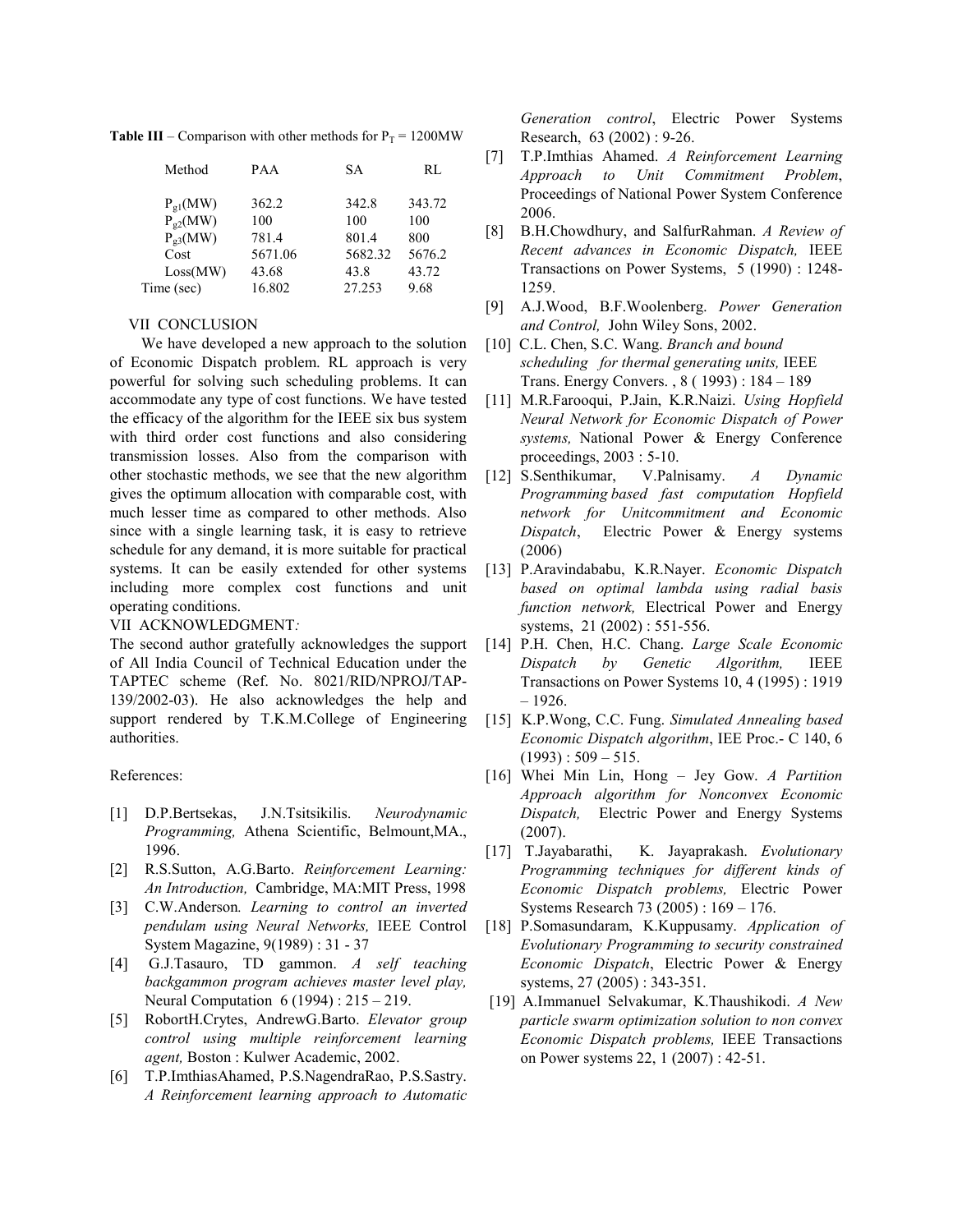**Table III** – Comparison with other methods for $P_T$ = 1200MW

| Method | PAA | SA | RL |
|---|---|---|---|
| $P_{g1}$(MW) | 362.2 | 342.8 | 343.72 |
| $P_{g2}$(MW) | 100 | 100 | 100 |
| $P_{g3}$(MW) | 781.4 | 801.4 | 800 |
| Cost | 5671.06 | 5682.32 | 5676.2 |
| Loss(MW) | 43.68 | 43.8 | 43.72 |
| Time (sec) | 16.802 | 27.253 | 9.68 |

## VII CONCLUSION

We have developed a new approach to the solution of Economic Dispatch problem. RL approach is very powerful for solving such scheduling problems. It can accommodate any type of cost functions. We have tested the efficacy of the algorithm for the IEEE six bus system with third order cost functions and also considering transmission losses. Also from the comparison with other stochastic methods, we see that the new algorithm gives the optimum allocation with comparable cost, with much lesser time as compared to other methods. Also since with a single learning task, it is easy to retrieve schedule for any demand, it is more suitable for practical systems. It can be easily extended for other systems including more complex cost functions and unit operating conditions.

## VII ACKNOWLEDGMENT*:*

The second author gratefully acknowledges the support of All India Council of Technical Education under the TAPTEC scheme (Ref. No. 8021/RID/NPROJ/TAP-139/2002-03). He also acknowledges the help and support rendered by T.K.M.College of Engineering authorities.

References:

[1] D.P.Bertsekas, J.N.Tsitsikilis. *Neurodynamic Programming,* Athena Scientific, Belmount,MA., 1996.

[2] R.S.Sutton, A.G.Barto. *Reinforcement Learning: An Introduction,* Cambridge, MA:MIT Press, 1998

[3] C.W.Anderson*. Learning to control an inverted pendulam using Neural Networks,* IEEE Control System Magazine, 9(1989) : 31 - 37

[4] G.J.Tasauro, TD gammon. *A self teaching backgammon program achieves master level play,* Neural Computation 6 (1994) : 215 – 219.

[5] RobortH.Crytes, AndrewG.Barto. *Elevator group control using multiple reinforcement learning agent,* Boston : Kulwer Academic, 2002.

[6] T.P.ImthiasAhamed, P.S.NagendraRao, P.S.Sastry. *A Reinforcement learning approach to Automatic Generation control*, Electric Power Systems Research, 63 (2002) : 9-26.

[7] T.P.Imthias Ahamed. *A Reinforcement Learning Approach to Unit Commitment Problem*, Proceedings of National Power System Conference 2006.

[8] B.H.Chowdhury, and SalfurRahman. *A Review of Recent advances in Economic Dispatch,* IEEE Transactions on Power Systems, 5 (1990) : 1248-1259.

[9] A.J.Wood, B.F.Woolenberg. *Power Generation and Control,* John Wiley Sons, 2002.

[10] C.L. Chen, S.C. Wang. *Branch and bound scheduling for thermal generating units,* IEEE Trans. Energy Convers. , 8 ( 1993) : 184 – 189

[11] M.R.Farooqui, P.Jain, K.R.Naizi. *Using Hopfield Neural Network for Economic Dispatch of Power systems,* National Power & Energy Conference proceedings, 2003 : 5-10.

[12] S.Senthikumar, V.Palnisamy. *A Dynamic Programming based fast computation Hopfield network for Unitcommitment and Economic Dispatch*, Electric Power & Energy systems (2006)

[13] P.Aravindababu, K.R.Nayer. *Economic Dispatch based on optimal lambda using radial basis function network,* Electrical Power and Energy systems, 21 (2002) : 551-556.

[14] P.H. Chen, H.C. Chang. *Large Scale Economic Dispatch by Genetic Algorithm,* IEEE Transactions on Power Systems 10, 4 (1995) : 1919 – 1926.

[15] K.P.Wong, C.C. Fung. *Simulated Annealing based Economic Dispatch algorithm*, IEE Proc.- C 140, 6 (1993) : 509 – 515.

[16] Whei Min Lin, Hong – Jey Gow. *A Partition Approach algorithm for Nonconvex Economic Dispatch,* Electric Power and Energy Systems (2007).

[17] T.Jayabarathi, K. Jayaprakash. *Evolutionary Programming techniques for different kinds of Economic Dispatch problems,* Electric Power Systems Research 73 (2005) : 169 – 176.

[18] P.Somasundaram, K.Kuppusamy. *Application of Evolutionary Programming to security constrained Economic Dispatch*, Electric Power & Energy systems, 27 (2005) : 343-351.

[19] A.Immanuel Selvakumar, K.Thaushikodi. *A New particle swarm optimization solution to non convex Economic Dispatch problems,* IEEE Transactions on Power systems 22, 1 (2007) : 42-51.